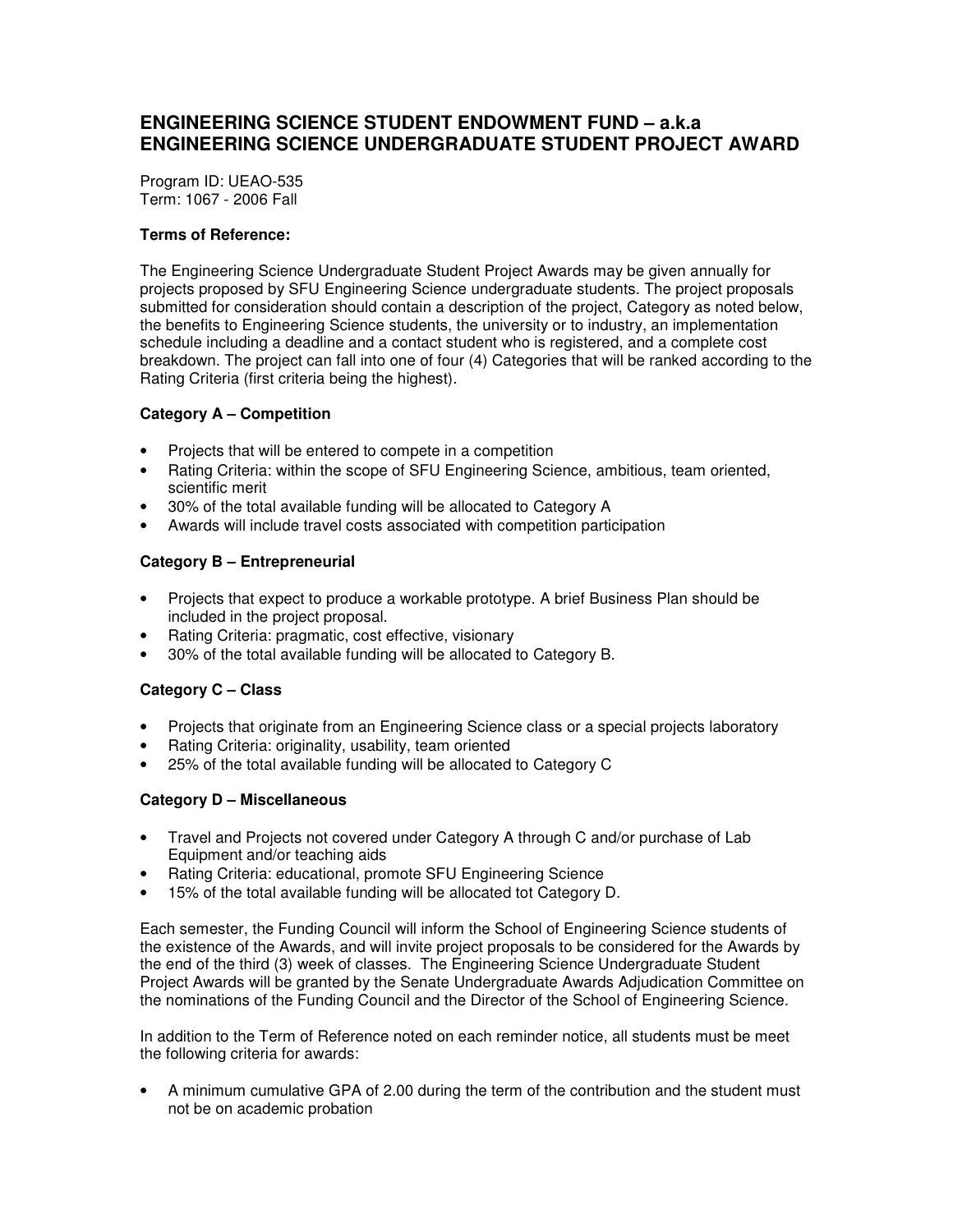# ENGINEERING SCIENCE STUDENT ENDOWMENT FUND – a.k.a ENGINEERING SCIENCE UNDERGRADUATE STUDENT PROJECT AWARD

Program ID: UEAO-535
Term: 1067 - 2006 Fall

**Terms of Reference:**

The Engineering Science Undergraduate Student Project Awards may be given annually for projects proposed by SFU Engineering Science undergraduate students. The project proposals submitted for consideration should contain a description of the project, Category as noted below, the benefits to Engineering Science students, the university or to industry, an implementation schedule including a deadline and a contact student who is registered, and a complete cost breakdown. The project can fall into one of four (4) Categories that will be ranked according to the Rating Criteria (first criteria being the highest).

**Category A – Competition**

- Projects that will be entered to compete in a competition
- Rating Criteria: within the scope of SFU Engineering Science, ambitious, team oriented, scientific merit
- 30% of the total available funding will be allocated to Category A
- Awards will include travel costs associated with competition participation

**Category B – Entrepreneurial**

- Projects that expect to produce a workable prototype. A brief Business Plan should be included in the project proposal.
- Rating Criteria: pragmatic, cost effective, visionary
- 30% of the total available funding will be allocated to Category B.

**Category C – Class**

- Projects that originate from an Engineering Science class or a special projects laboratory
- Rating Criteria: originality, usability, team oriented
- 25% of the total available funding will be allocated to Category C

**Category D – Miscellaneous**

- Travel and Projects not covered under Category A through C and/or purchase of Lab Equipment and/or teaching aids
- Rating Criteria: educational, promote SFU Engineering Science
- 15% of the total available funding will be allocated tot Category D.

Each semester, the Funding Council will inform the School of Engineering Science students of the existence of the Awards, and will invite project proposals to be considered for the Awards by the end of the third (3) week of classes. The Engineering Science Undergraduate Student Project Awards will be granted by the Senate Undergraduate Awards Adjudication Committee on the nominations of the Funding Council and the Director of the School of Engineering Science.

In addition to the Term of Reference noted on each reminder notice, all students must be meet the following criteria for awards:

- A minimum cumulative GPA of 2.00 during the term of the contribution and the student must not be on academic probation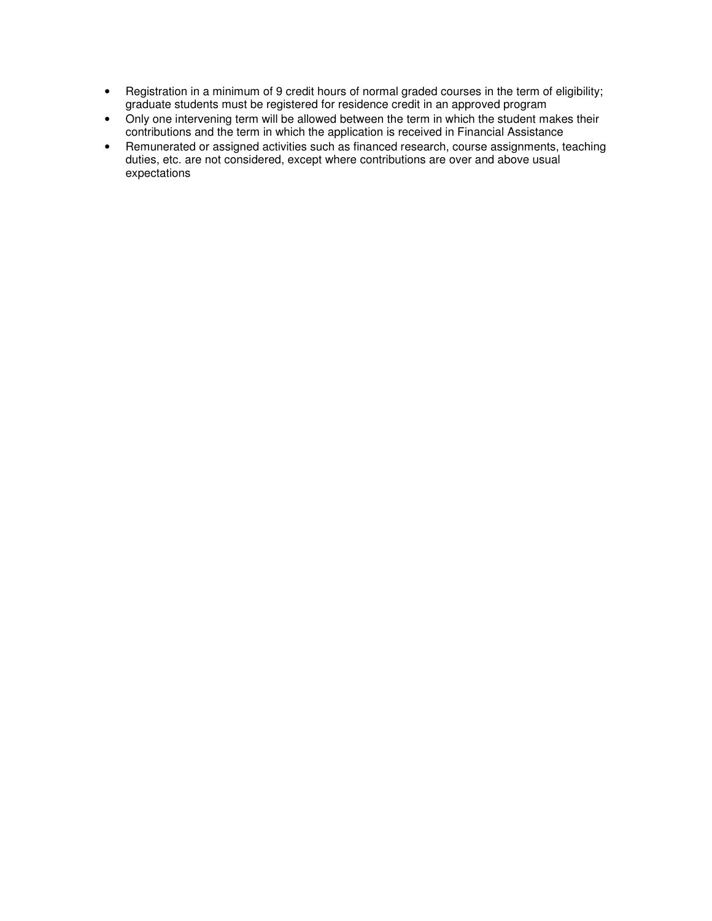- Registration in a minimum of 9 credit hours of normal graded courses in the term of eligibility; graduate students must be registered for residence credit in an approved program
- Only one intervening term will be allowed between the term in which the student makes their contributions and the term in which the application is received in Financial Assistance
- Remunerated or assigned activities such as financed research, course assignments, teaching duties, etc. are not considered, except where contributions are over and above usual expectations